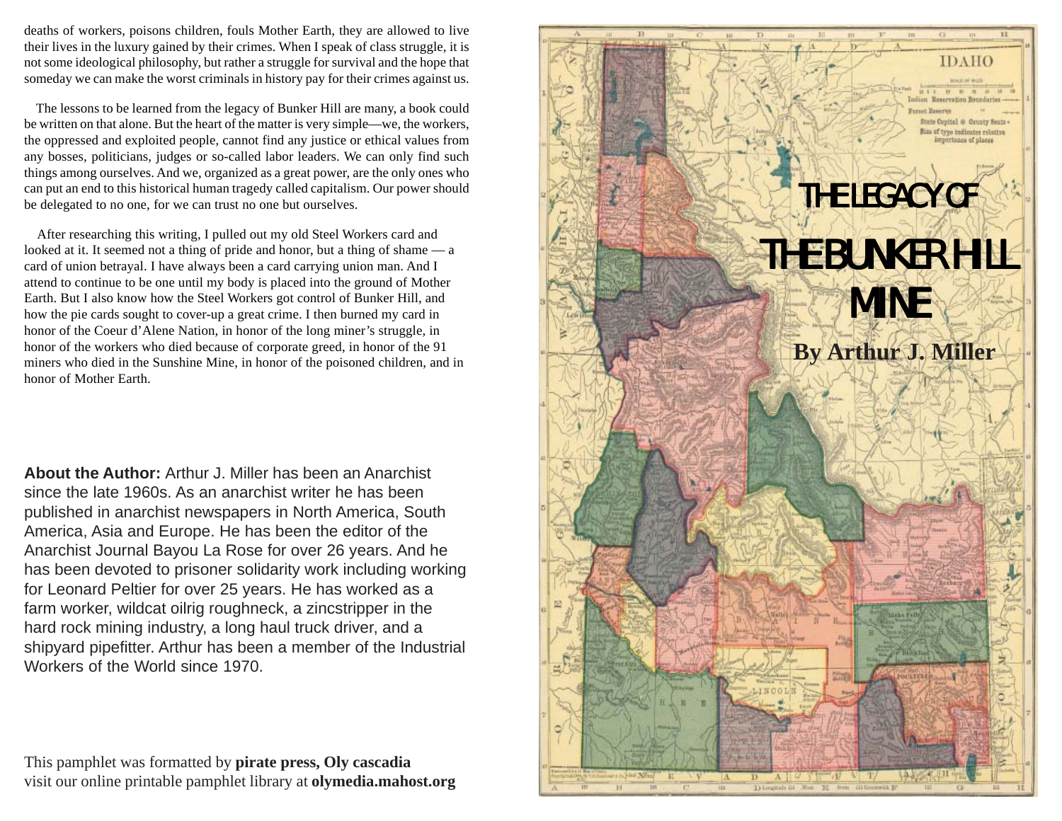deaths of workers, poisons children, fouls Mother Earth, they are allowed to live their lives in the luxury gained by their crimes. When I speak of class struggle, it is not some ideological philosophy, but rather a struggle for survival and the hope that someday we can make the worst criminals in history pay for their crimes against us.

The lessons to be learned from the legacy of Bunker Hill are many, a book could be written on that alone. But the heart of the matter is very simple—we, the workers, the oppressed and exploited people, cannot find any justice or ethical values from any bosses, politicians, judges or so-called labor leaders. We can only find such things among ourselves. And we, organized as a great power, are the only ones who can put an end to this historical human tragedy called capitalism. Our power should be delegated to no one, for we can trust no one but ourselves.

After researching this writing, I pulled out my old Steel Workers card and looked at it. It seemed not a thing of pride and honor, but a thing of shame — a card of union betrayal. I have always been a card carrying union man. And I attend to continue to be one until my body is placed into the ground of Mother Earth. But I also know how the Steel Workers got control of Bunker Hill, and how the pie cards sought to cover-up a great crime. I then burned my card in honor of the Coeur d'Alene Nation, in honor of the long miner's struggle, in honor of the workers who died because of corporate greed, in honor of the 91 miners who died in the Sunshine Mine, in honor of the poisoned children, and in honor of Mother Earth.

**About the Author:** Arthur J. Miller has been an Anarchist since the late 1960s. As an anarchist writer he has been published in anarchist newspapers in North America, South America, Asia and Europe. He has been the editor of the Anarchist Journal Bayou La Rose for over 26 years. And he has been devoted to prisoner solidarity work including working for Leonard Peltier for over 25 years. He has worked as a farm worker, wildcat oilrig roughneck, a zincstripper in the hard rock mining industry, a long haul truck driver, and a shipyard pipefitter. Arthur has been a member of the Industrial Workers of the World since 1970.

This pamphlet was formatted by **pirate press, Oly cascadia**
visit our online printable pamphlet library at **olymedia.mahost.org**

# THE LEGACY OF THE BUNKER HILL MINE

**By Arthur J. Miller**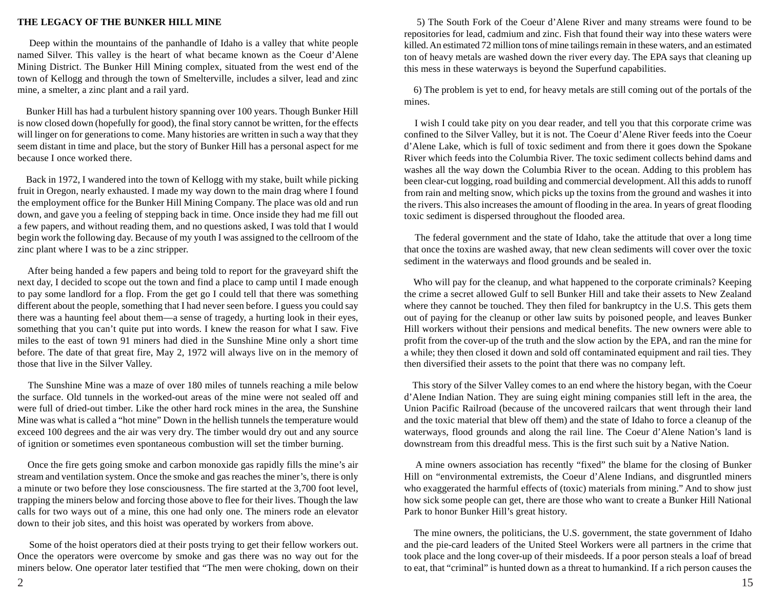**THE LEGACY OF THE BUNKER HILL MINE**

Deep within the mountains of the panhandle of Idaho is a valley that white people named Silver. This valley is the heart of what became known as the Coeur d'Alene Mining District. The Bunker Hill Mining complex, situated from the west end of the town of Kellogg and through the town of Smelterville, includes a silver, lead and zinc mine, a smelter, a zinc plant and a rail yard.

Bunker Hill has had a turbulent history spanning over 100 years. Though Bunker Hill is now closed down (hopefully for good), the final story cannot be written, for the effects will linger on for generations to come. Many histories are written in such a way that they seem distant in time and place, but the story of Bunker Hill has a personal aspect for me because I once worked there.

Back in 1972, I wandered into the town of Kellogg with my stake, built while picking fruit in Oregon, nearly exhausted. I made my way down to the main drag where I found the employment office for the Bunker Hill Mining Company. The place was old and run down, and gave you a feeling of stepping back in time. Once inside they had me fill out a few papers, and without reading them, and no questions asked, I was told that I would begin work the following day. Because of my youth I was assigned to the cellroom of the zinc plant where I was to be a zinc stripper.

After being handed a few papers and being told to report for the graveyard shift the next day, I decided to scope out the town and find a place to camp until I made enough to pay some landlord for a flop. From the get go I could tell that there was something different about the people, something that I had never seen before. I guess you could say there was a haunting feel about them—a sense of tragedy, a hurting look in their eyes, something that you can't quite put into words. I knew the reason for what I saw. Five miles to the east of town 91 miners had died in the Sunshine Mine only a short time before. The date of that great fire, May 2, 1972 will always live on in the memory of those that live in the Silver Valley.

The Sunshine Mine was a maze of over 180 miles of tunnels reaching a mile below the surface. Old tunnels in the worked-out areas of the mine were not sealed off and were full of dried-out timber. Like the other hard rock mines in the area, the Sunshine Mine was what is called a "hot mine" Down in the hellish tunnels the temperature would exceed 100 degrees and the air was very dry. The timber would dry out and any source of ignition or sometimes even spontaneous combustion will set the timber burning.

Once the fire gets going smoke and carbon monoxide gas rapidly fills the mine's air stream and ventilation system. Once the smoke and gas reaches the miner's, there is only a minute or two before they lose consciousness. The fire started at the 3,700 foot level, trapping the miners below and forcing those above to flee for their lives. Though the law calls for two ways out of a mine, this one had only one. The miners rode an elevator down to their job sites, and this hoist was operated by workers from above.

Some of the hoist operators died at their posts trying to get their fellow workers out. Once the operators were overcome by smoke and gas there was no way out for the miners below. One operator later testified that "The men were choking, down on their

5) The South Fork of the Coeur d'Alene River and many streams were found to be repositories for lead, cadmium and zinc. Fish that found their way into these waters were killed. An estimated 72 million tons of mine tailings remain in these waters, and an estimated ton of heavy metals are washed down the river every day. The EPA says that cleaning up this mess in these waterways is beyond the Superfund capabilities.

6) The problem is yet to end, for heavy metals are still coming out of the portals of the mines.

I wish I could take pity on you dear reader, and tell you that this corporate crime was confined to the Silver Valley, but it is not. The Coeur d'Alene River feeds into the Coeur d'Alene Lake, which is full of toxic sediment and from there it goes down the Spokane River which feeds into the Columbia River. The toxic sediment collects behind dams and washes all the way down the Columbia River to the ocean. Adding to this problem has been clear-cut logging, road building and commercial development. All this adds to runoff from rain and melting snow, which picks up the toxins from the ground and washes it into the rivers. This also increases the amount of flooding in the area. In years of great flooding toxic sediment is dispersed throughout the flooded area.

The federal government and the state of Idaho, take the attitude that over a long time that once the toxins are washed away, that new clean sediments will cover over the toxic sediment in the waterways and flood grounds and be sealed in.

Who will pay for the cleanup, and what happened to the corporate criminals? Keeping the crime a secret allowed Gulf to sell Bunker Hill and take their assets to New Zealand where they cannot be touched. They then filed for bankruptcy in the U.S. This gets them out of paying for the cleanup or other law suits by poisoned people, and leaves Bunker Hill workers without their pensions and medical benefits. The new owners were able to profit from the cover-up of the truth and the slow action by the EPA, and ran the mine for a while; they then closed it down and sold off contaminated equipment and rail ties. They then diversified their assets to the point that there was no company left.

This story of the Silver Valley comes to an end where the history began, with the Coeur d'Alene Indian Nation. They are suing eight mining companies still left in the area, the Union Pacific Railroad (because of the uncovered railcars that went through their land and the toxic material that blew off them) and the state of Idaho to force a cleanup of the waterways, flood grounds and along the rail line. The Coeur d'Alene Nation's land is downstream from this dreadful mess. This is the first such suit by a Native Nation.

A mine owners association has recently "fixed" the blame for the closing of Bunker Hill on "environmental extremists, the Coeur d'Alene Indians, and disgruntled miners who exaggerated the harmful effects of (toxic) materials from mining." And to show just how sick some people can get, there are those who want to create a Bunker Hill National Park to honor Bunker Hill's great history.

The mine owners, the politicians, the U.S. government, the state government of Idaho and the pie-card leaders of the United Steel Workers were all partners in the crime that took place and the long cover-up of their misdeeds. If a poor person steals a loaf of bread to eat, that "criminal" is hunted down as a threat to humankind. If a rich person causes the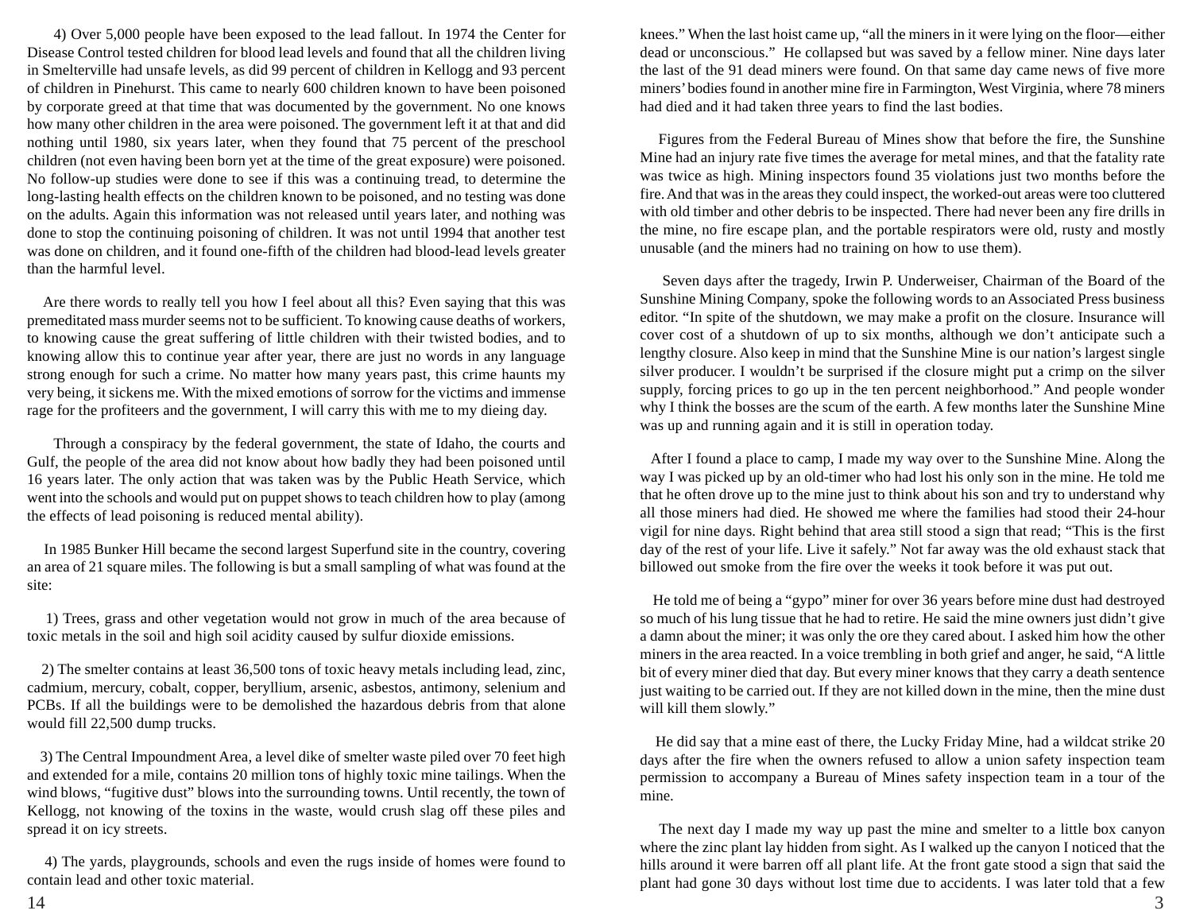4) Over 5,000 people have been exposed to the lead fallout. In 1974 the Center for Disease Control tested children for blood lead levels and found that all the children living in Smelterville had unsafe levels, as did 99 percent of children in Kellogg and 93 percent of children in Pinehurst. This came to nearly 600 children known to have been poisoned by corporate greed at that time that was documented by the government. No one knows how many other children in the area were poisoned. The government left it at that and did nothing until 1980, six years later, when they found that 75 percent of the preschool children (not even having been born yet at the time of the great exposure) were poisoned. No follow-up studies were done to see if this was a continuing tread, to determine the long-lasting health effects on the children known to be poisoned, and no testing was done on the adults. Again this information was not released until years later, and nothing was done to stop the continuing poisoning of children. It was not until 1994 that another test was done on children, and it found one-fifth of the children had blood-lead levels greater than the harmful level.

Are there words to really tell you how I feel about all this? Even saying that this was premeditated mass murder seems not to be sufficient. To knowing cause deaths of workers, to knowing cause the great suffering of little children with their twisted bodies, and to knowing allow this to continue year after year, there are just no words in any language strong enough for such a crime. No matter how many years past, this crime haunts my very being, it sickens me. With the mixed emotions of sorrow for the victims and immense rage for the profiteers and the government, I will carry this with me to my dieing day.

Through a conspiracy by the federal government, the state of Idaho, the courts and Gulf, the people of the area did not know about how badly they had been poisoned until 16 years later. The only action that was taken was by the Public Heath Service, which went into the schools and would put on puppet shows to teach children how to play (among the effects of lead poisoning is reduced mental ability).

In 1985 Bunker Hill became the second largest Superfund site in the country, covering an area of 21 square miles. The following is but a small sampling of what was found at the site:

1) Trees, grass and other vegetation would not grow in much of the area because of toxic metals in the soil and high soil acidity caused by sulfur dioxide emissions.

2) The smelter contains at least 36,500 tons of toxic heavy metals including lead, zinc, cadmium, mercury, cobalt, copper, beryllium, arsenic, asbestos, antimony, selenium and PCBs. If all the buildings were to be demolished the hazardous debris from that alone would fill 22,500 dump trucks.

3) The Central Impoundment Area, a level dike of smelter waste piled over 70 feet high and extended for a mile, contains 20 million tons of highly toxic mine tailings. When the wind blows, "fugitive dust" blows into the surrounding towns. Until recently, the town of Kellogg, not knowing of the toxins in the waste, would crush slag off these piles and spread it on icy streets.

4) The yards, playgrounds, schools and even the rugs inside of homes were found to contain lead and other toxic material.

knees." When the last hoist came up, "all the miners in it were lying on the floor—either dead or unconscious." He collapsed but was saved by a fellow miner. Nine days later the last of the 91 dead miners were found. On that same day came news of five more miners' bodies found in another mine fire in Farmington, West Virginia, where 78 miners had died and it had taken three years to find the last bodies.

Figures from the Federal Bureau of Mines show that before the fire, the Sunshine Mine had an injury rate five times the average for metal mines, and that the fatality rate was twice as high. Mining inspectors found 35 violations just two months before the fire. And that was in the areas they could inspect, the worked-out areas were too cluttered with old timber and other debris to be inspected. There had never been any fire drills in the mine, no fire escape plan, and the portable respirators were old, rusty and mostly unusable (and the miners had no training on how to use them).

Seven days after the tragedy, Irwin P. Underweiser, Chairman of the Board of the Sunshine Mining Company, spoke the following words to an Associated Press business editor. "In spite of the shutdown, we may make a profit on the closure. Insurance will cover cost of a shutdown of up to six months, although we don't anticipate such a lengthy closure. Also keep in mind that the Sunshine Mine is our nation's largest single silver producer. I wouldn't be surprised if the closure might put a crimp on the silver supply, forcing prices to go up in the ten percent neighborhood." And people wonder why I think the bosses are the scum of the earth. A few months later the Sunshine Mine was up and running again and it is still in operation today.

After I found a place to camp, I made my way over to the Sunshine Mine. Along the way I was picked up by an old-timer who had lost his only son in the mine. He told me that he often drove up to the mine just to think about his son and try to understand why all those miners had died. He showed me where the families had stood their 24-hour vigil for nine days. Right behind that area still stood a sign that read; "This is the first day of the rest of your life. Live it safely." Not far away was the old exhaust stack that billowed out smoke from the fire over the weeks it took before it was put out.

He told me of being a "gypo" miner for over 36 years before mine dust had destroyed so much of his lung tissue that he had to retire. He said the mine owners just didn't give a damn about the miner; it was only the ore they cared about. I asked him how the other miners in the area reacted. In a voice trembling in both grief and anger, he said, "A little bit of every miner died that day. But every miner knows that they carry a death sentence just waiting to be carried out. If they are not killed down in the mine, then the mine dust will kill them slowly."

He did say that a mine east of there, the Lucky Friday Mine, had a wildcat strike 20 days after the fire when the owners refused to allow a union safety inspection team permission to accompany a Bureau of Mines safety inspection team in a tour of the mine.

The next day I made my way up past the mine and smelter to a little box canyon where the zinc plant lay hidden from sight. As I walked up the canyon I noticed that the hills around it were barren off all plant life. At the front gate stood a sign that said the plant had gone 30 days without lost time due to accidents. I was later told that a few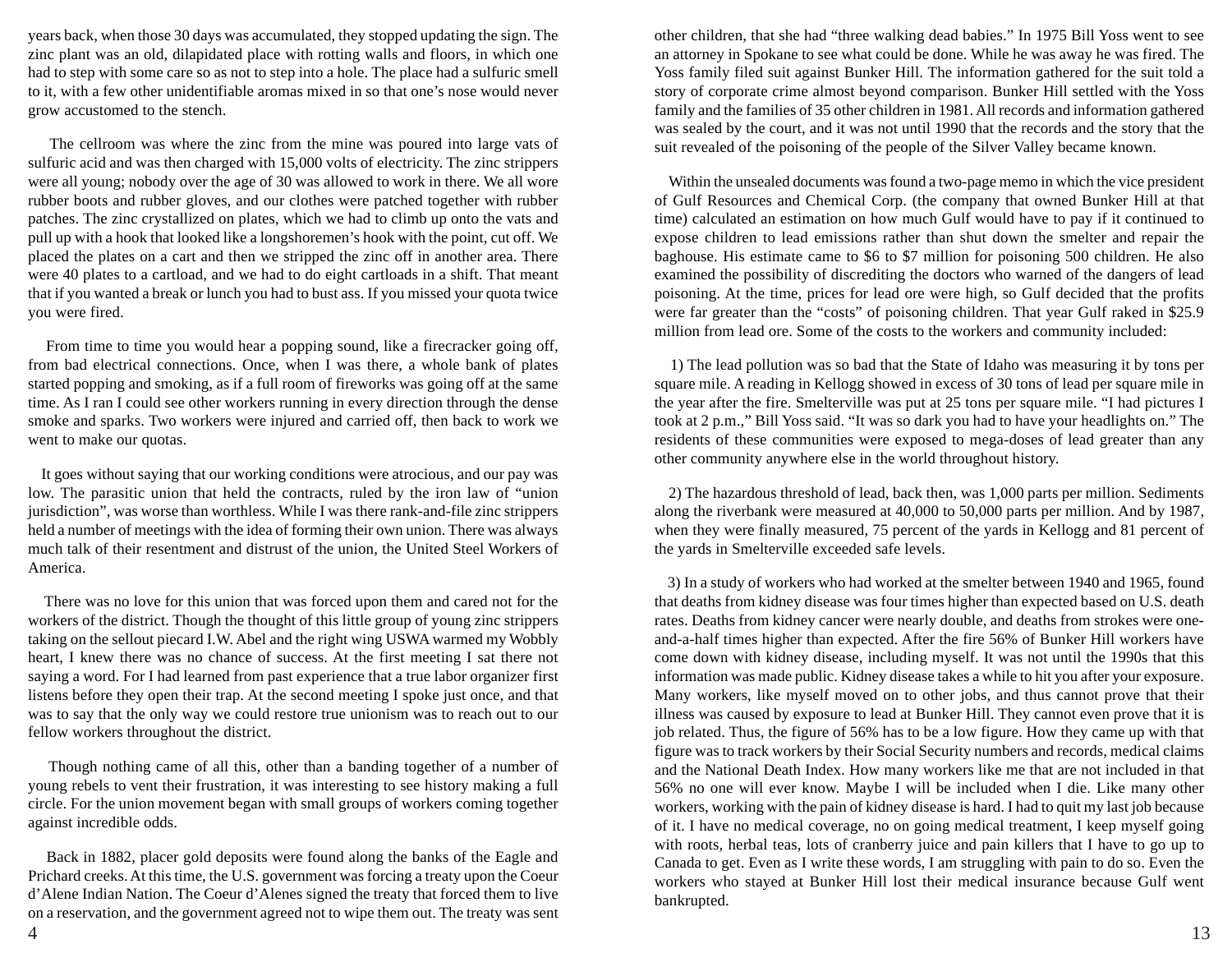years back, when those 30 days was accumulated, they stopped updating the sign. The zinc plant was an old, dilapidated place with rotting walls and floors, in which one had to step with some care so as not to step into a hole. The place had a sulfuric smell to it, with a few other unidentifiable aromas mixed in so that one's nose would never grow accustomed to the stench.

The cellroom was where the zinc from the mine was poured into large vats of sulfuric acid and was then charged with 15,000 volts of electricity. The zinc strippers were all young; nobody over the age of 30 was allowed to work in there. We all wore rubber boots and rubber gloves, and our clothes were patched together with rubber patches. The zinc crystallized on plates, which we had to climb up onto the vats and pull up with a hook that looked like a longshoremen's hook with the point, cut off. We placed the plates on a cart and then we stripped the zinc off in another area. There were 40 plates to a cartload, and we had to do eight cartloads in a shift. That meant that if you wanted a break or lunch you had to bust ass. If you missed your quota twice you were fired.

From time to time you would hear a popping sound, like a firecracker going off, from bad electrical connections. Once, when I was there, a whole bank of plates started popping and smoking, as if a full room of fireworks was going off at the same time. As I ran I could see other workers running in every direction through the dense smoke and sparks. Two workers were injured and carried off, then back to work we went to make our quotas.

It goes without saying that our working conditions were atrocious, and our pay was low. The parasitic union that held the contracts, ruled by the iron law of "union jurisdiction", was worse than worthless. While I was there rank-and-file zinc strippers held a number of meetings with the idea of forming their own union. There was always much talk of their resentment and distrust of the union, the United Steel Workers of America.

There was no love for this union that was forced upon them and cared not for the workers of the district. Though the thought of this little group of young zinc strippers taking on the sellout piecard I.W. Abel and the right wing USWA warmed my Wobbly heart, I knew there was no chance of success. At the first meeting I sat there not saying a word. For I had learned from past experience that a true labor organizer first listens before they open their trap. At the second meeting I spoke just once, and that was to say that the only way we could restore true unionism was to reach out to our fellow workers throughout the district.

Though nothing came of all this, other than a banding together of a number of young rebels to vent their frustration, it was interesting to see history making a full circle. For the union movement began with small groups of workers coming together against incredible odds.

Back in 1882, placer gold deposits were found along the banks of the Eagle and Prichard creeks. At this time, the U.S. government was forcing a treaty upon the Coeur d'Alene Indian Nation. The Coeur d'Alenes signed the treaty that forced them to live on a reservation, and the government agreed not to wipe them out. The treaty was sent

other children, that she had "three walking dead babies." In 1975 Bill Yoss went to see an attorney in Spokane to see what could be done. While he was away he was fired. The Yoss family filed suit against Bunker Hill. The information gathered for the suit told a story of corporate crime almost beyond comparison. Bunker Hill settled with the Yoss family and the families of 35 other children in 1981. All records and information gathered was sealed by the court, and it was not until 1990 that the records and the story that the suit revealed of the poisoning of the people of the Silver Valley became known.

Within the unsealed documents was found a two-page memo in which the vice president of Gulf Resources and Chemical Corp. (the company that owned Bunker Hill at that time) calculated an estimation on how much Gulf would have to pay if it continued to expose children to lead emissions rather than shut down the smelter and repair the baghouse. His estimate came to $6 to $7 million for poisoning 500 children. He also examined the possibility of discrediting the doctors who warned of the dangers of lead poisoning. At the time, prices for lead ore were high, so Gulf decided that the profits were far greater than the "costs" of poisoning children. That year Gulf raked in $25.9 million from lead ore. Some of the costs to the workers and community included:

1) The lead pollution was so bad that the State of Idaho was measuring it by tons per square mile. A reading in Kellogg showed in excess of 30 tons of lead per square mile in the year after the fire. Smelterville was put at 25 tons per square mile. "I had pictures I took at 2 p.m.," Bill Yoss said. "It was so dark you had to have your headlights on." The residents of these communities were exposed to mega-doses of lead greater than any other community anywhere else in the world throughout history.

2) The hazardous threshold of lead, back then, was 1,000 parts per million. Sediments along the riverbank were measured at 40,000 to 50,000 parts per million. And by 1987, when they were finally measured, 75 percent of the yards in Kellogg and 81 percent of the yards in Smelterville exceeded safe levels.

3) In a study of workers who had worked at the smelter between 1940 and 1965, found that deaths from kidney disease was four times higher than expected based on U.S. death rates. Deaths from kidney cancer were nearly double, and deaths from strokes were one-and-a-half times higher than expected. After the fire 56% of Bunker Hill workers have come down with kidney disease, including myself. It was not until the 1990s that this information was made public. Kidney disease takes a while to hit you after your exposure. Many workers, like myself moved on to other jobs, and thus cannot prove that their illness was caused by exposure to lead at Bunker Hill. They cannot even prove that it is job related. Thus, the figure of 56% has to be a low figure. How they came up with that figure was to track workers by their Social Security numbers and records, medical claims and the National Death Index. How many workers like me that are not included in that 56% no one will ever know. Maybe I will be included when I die. Like many other workers, working with the pain of kidney disease is hard. I had to quit my last job because of it. I have no medical coverage, no on going medical treatment, I keep myself going with roots, herbal teas, lots of cranberry juice and pain killers that I have to go up to Canada to get. Even as I write these words, I am struggling with pain to do so. Even the workers who stayed at Bunker Hill lost their medical insurance because Gulf went bankrupted.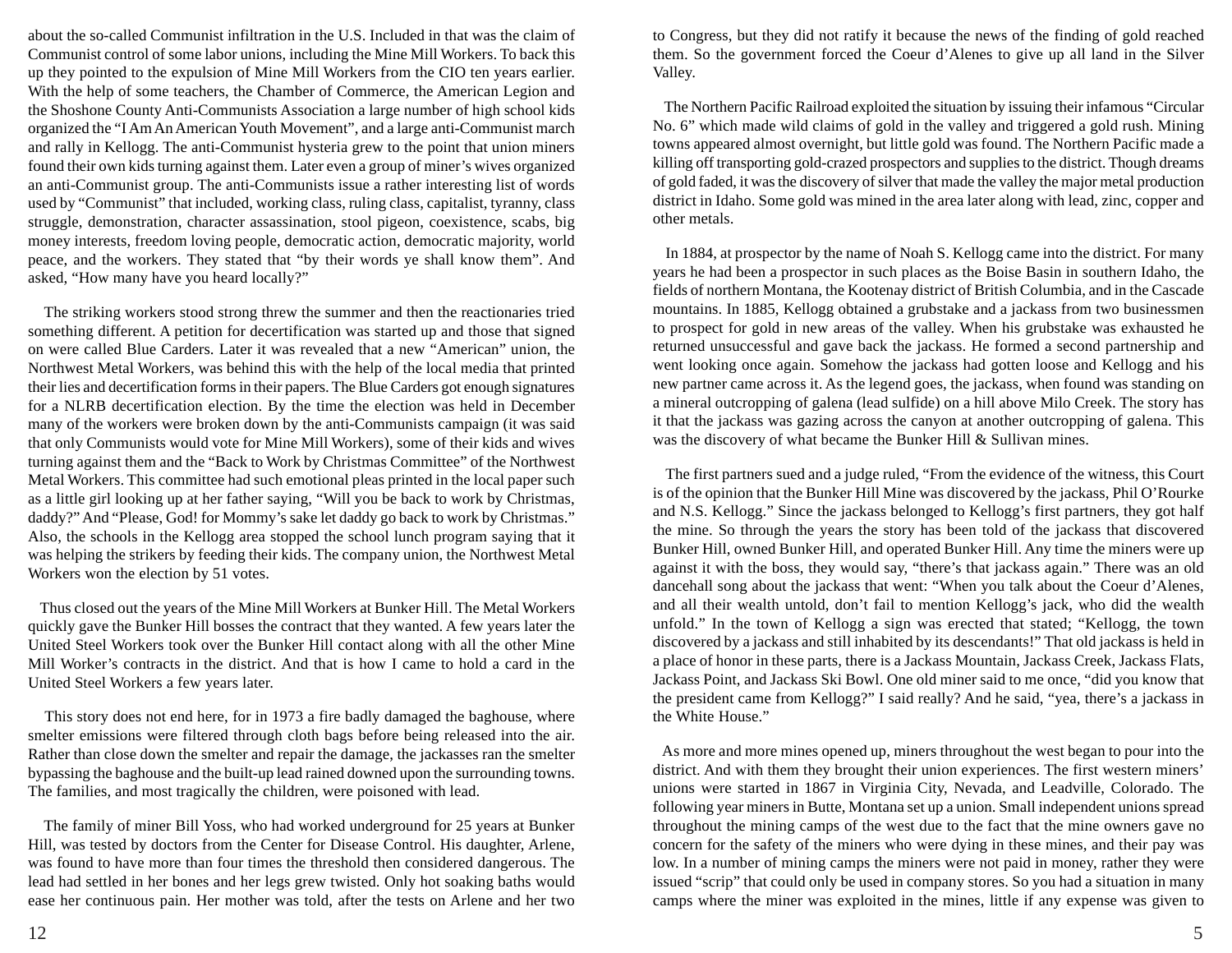about the so-called Communist infiltration in the U.S. Included in that was the claim of Communist control of some labor unions, including the Mine Mill Workers. To back this up they pointed to the expulsion of Mine Mill Workers from the CIO ten years earlier. With the help of some teachers, the Chamber of Commerce, the American Legion and the Shoshone County Anti-Communists Association a large number of high school kids organized the "I Am An American Youth Movement", and a large anti-Communist march and rally in Kellogg. The anti-Communist hysteria grew to the point that union miners found their own kids turning against them. Later even a group of miner's wives organized an anti-Communist group. The anti-Communists issue a rather interesting list of words used by "Communist" that included, working class, ruling class, capitalist, tyranny, class struggle, demonstration, character assassination, stool pigeon, coexistence, scabs, big money interests, freedom loving people, democratic action, democratic majority, world peace, and the workers. They stated that "by their words ye shall know them". And asked, "How many have you heard locally?"

The striking workers stood strong threw the summer and then the reactionaries tried something different. A petition for decertification was started up and those that signed on were called Blue Carders. Later it was revealed that a new "American" union, the Northwest Metal Workers, was behind this with the help of the local media that printed their lies and decertification forms in their papers. The Blue Carders got enough signatures for a NLRB decertification election. By the time the election was held in December many of the workers were broken down by the anti-Communists campaign (it was said that only Communists would vote for Mine Mill Workers), some of their kids and wives turning against them and the "Back to Work by Christmas Committee" of the Northwest Metal Workers. This committee had such emotional pleas printed in the local paper such as a little girl looking up at her father saying, "Will you be back to work by Christmas, daddy?" And "Please, God! for Mommy's sake let daddy go back to work by Christmas." Also, the schools in the Kellogg area stopped the school lunch program saying that it was helping the strikers by feeding their kids. The company union, the Northwest Metal Workers won the election by 51 votes.

Thus closed out the years of the Mine Mill Workers at Bunker Hill. The Metal Workers quickly gave the Bunker Hill bosses the contract that they wanted. A few years later the United Steel Workers took over the Bunker Hill contact along with all the other Mine Mill Worker's contracts in the district. And that is how I came to hold a card in the United Steel Workers a few years later.

This story does not end here, for in 1973 a fire badly damaged the baghouse, where smelter emissions were filtered through cloth bags before being released into the air. Rather than close down the smelter and repair the damage, the jackasses ran the smelter bypassing the baghouse and the built-up lead rained downed upon the surrounding towns. The families, and most tragically the children, were poisoned with lead.

The family of miner Bill Yoss, who had worked underground for 25 years at Bunker Hill, was tested by doctors from the Center for Disease Control. His daughter, Arlene, was found to have more than four times the threshold then considered dangerous. The lead had settled in her bones and her legs grew twisted. Only hot soaking baths would ease her continuous pain. Her mother was told, after the tests on Arlene and her two

to Congress, but they did not ratify it because the news of the finding of gold reached them. So the government forced the Coeur d'Alenes to give up all land in the Silver Valley.

The Northern Pacific Railroad exploited the situation by issuing their infamous "Circular No. 6" which made wild claims of gold in the valley and triggered a gold rush. Mining towns appeared almost overnight, but little gold was found. The Northern Pacific made a killing off transporting gold-crazed prospectors and supplies to the district. Though dreams of gold faded, it was the discovery of silver that made the valley the major metal production district in Idaho. Some gold was mined in the area later along with lead, zinc, copper and other metals.

In 1884, at prospector by the name of Noah S. Kellogg came into the district. For many years he had been a prospector in such places as the Boise Basin in southern Idaho, the fields of northern Montana, the Kootenay district of British Columbia, and in the Cascade mountains. In 1885, Kellogg obtained a grubstake and a jackass from two businessmen to prospect for gold in new areas of the valley. When his grubstake was exhausted he returned unsuccessful and gave back the jackass. He formed a second partnership and went looking once again. Somehow the jackass had gotten loose and Kellogg and his new partner came across it. As the legend goes, the jackass, when found was standing on a mineral outcropping of galena (lead sulfide) on a hill above Milo Creek. The story has it that the jackass was gazing across the canyon at another outcropping of galena. This was the discovery of what became the Bunker Hill & Sullivan mines.

The first partners sued and a judge ruled, "From the evidence of the witness, this Court is of the opinion that the Bunker Hill Mine was discovered by the jackass, Phil O'Rourke and N.S. Kellogg." Since the jackass belonged to Kellogg's first partners, they got half the mine. So through the years the story has been told of the jackass that discovered Bunker Hill, owned Bunker Hill, and operated Bunker Hill. Any time the miners were up against it with the boss, they would say, "there's that jackass again." There was an old dancehall song about the jackass that went: "When you talk about the Coeur d'Alenes, and all their wealth untold, don't fail to mention Kellogg's jack, who did the wealth unfold." In the town of Kellogg a sign was erected that stated; "Kellogg, the town discovered by a jackass and still inhabited by its descendants!" That old jackass is held in a place of honor in these parts, there is a Jackass Mountain, Jackass Creek, Jackass Flats, Jackass Point, and Jackass Ski Bowl. One old miner said to me once, "did you know that the president came from Kellogg?" I said really? And he said, "yea, there's a jackass in the White House."

As more and more mines opened up, miners throughout the west began to pour into the district. And with them they brought their union experiences. The first western miners' unions were started in 1867 in Virginia City, Nevada, and Leadville, Colorado. The following year miners in Butte, Montana set up a union. Small independent unions spread throughout the mining camps of the west due to the fact that the mine owners gave no concern for the safety of the miners who were dying in these mines, and their pay was low. In a number of mining camps the miners were not paid in money, rather they were issued "scrip" that could only be used in company stores. So you had a situation in many camps where the miner was exploited in the mines, little if any expense was given to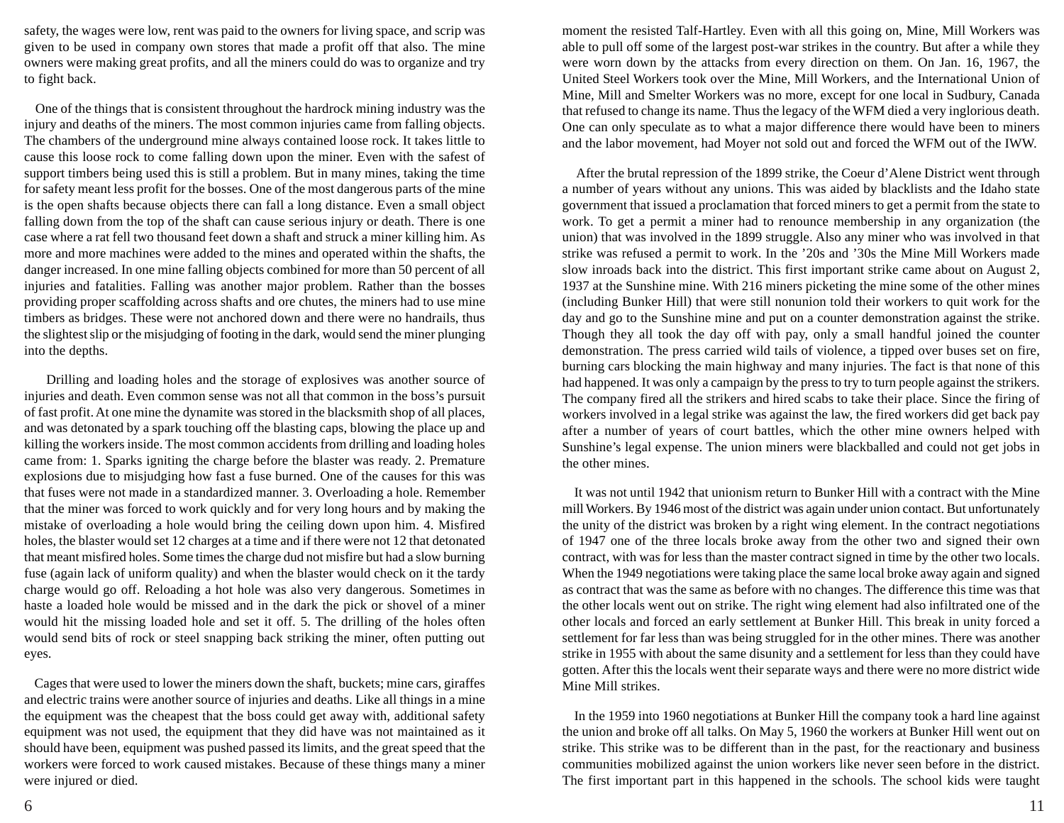safety, the wages were low, rent was paid to the owners for living space, and scrip was given to be used in company own stores that made a profit off that also. The mine owners were making great profits, and all the miners could do was to organize and try to fight back.

One of the things that is consistent throughout the hardrock mining industry was the injury and deaths of the miners. The most common injuries came from falling objects. The chambers of the underground mine always contained loose rock. It takes little to cause this loose rock to come falling down upon the miner. Even with the safest of support timbers being used this is still a problem. But in many mines, taking the time for safety meant less profit for the bosses. One of the most dangerous parts of the mine is the open shafts because objects there can fall a long distance. Even a small object falling down from the top of the shaft can cause serious injury or death. There is one case where a rat fell two thousand feet down a shaft and struck a miner killing him. As more and more machines were added to the mines and operated within the shafts, the danger increased. In one mine falling objects combined for more than 50 percent of all injuries and fatalities. Falling was another major problem. Rather than the bosses providing proper scaffolding across shafts and ore chutes, the miners had to use mine timbers as bridges. These were not anchored down and there were no handrails, thus the slightest slip or the misjudging of footing in the dark, would send the miner plunging into the depths.

Drilling and loading holes and the storage of explosives was another source of injuries and death. Even common sense was not all that common in the boss's pursuit of fast profit. At one mine the dynamite was stored in the blacksmith shop of all places, and was detonated by a spark touching off the blasting caps, blowing the place up and killing the workers inside. The most common accidents from drilling and loading holes came from: 1. Sparks igniting the charge before the blaster was ready. 2. Premature explosions due to misjudging how fast a fuse burned. One of the causes for this was that fuses were not made in a standardized manner. 3. Overloading a hole. Remember that the miner was forced to work quickly and for very long hours and by making the mistake of overloading a hole would bring the ceiling down upon him. 4. Misfired holes, the blaster would set 12 charges at a time and if there were not 12 that detonated that meant misfired holes. Some times the charge dud not misfire but had a slow burning fuse (again lack of uniform quality) and when the blaster would check on it the tardy charge would go off. Reloading a hot hole was also very dangerous. Sometimes in haste a loaded hole would be missed and in the dark the pick or shovel of a miner would hit the missing loaded hole and set it off. 5. The drilling of the holes often would send bits of rock or steel snapping back striking the miner, often putting out eyes.

Cages that were used to lower the miners down the shaft, buckets; mine cars, giraffes and electric trains were another source of injuries and deaths. Like all things in a mine the equipment was the cheapest that the boss could get away with, additional safety equipment was not used, the equipment that they did have was not maintained as it should have been, equipment was pushed passed its limits, and the great speed that the workers were forced to work caused mistakes. Because of these things many a miner were injured or died.

moment the resisted Talf-Hartley. Even with all this going on, Mine, Mill Workers was able to pull off some of the largest post-war strikes in the country. But after a while they were worn down by the attacks from every direction on them. On Jan. 16, 1967, the United Steel Workers took over the Mine, Mill Workers, and the International Union of Mine, Mill and Smelter Workers was no more, except for one local in Sudbury, Canada that refused to change its name. Thus the legacy of the WFM died a very inglorious death. One can only speculate as to what a major difference there would have been to miners and the labor movement, had Moyer not sold out and forced the WFM out of the IWW.

After the brutal repression of the 1899 strike, the Coeur d'Alene District went through a number of years without any unions. This was aided by blacklists and the Idaho state government that issued a proclamation that forced miners to get a permit from the state to work. To get a permit a miner had to renounce membership in any organization (the union) that was involved in the 1899 struggle. Also any miner who was involved in that strike was refused a permit to work. In the '20s and '30s the Mine Mill Workers made slow inroads back into the district. This first important strike came about on August 2, 1937 at the Sunshine mine. With 216 miners picketing the mine some of the other mines (including Bunker Hill) that were still nonunion told their workers to quit work for the day and go to the Sunshine mine and put on a counter demonstration against the strike. Though they all took the day off with pay, only a small handful joined the counter demonstration. The press carried wild tails of violence, a tipped over buses set on fire, burning cars blocking the main highway and many injuries. The fact is that none of this had happened. It was only a campaign by the press to try to turn people against the strikers. The company fired all the strikers and hired scabs to take their place. Since the firing of workers involved in a legal strike was against the law, the fired workers did get back pay after a number of years of court battles, which the other mine owners helped with Sunshine's legal expense. The union miners were blackballed and could not get jobs in the other mines.

It was not until 1942 that unionism return to Bunker Hill with a contract with the Mine mill Workers. By 1946 most of the district was again under union contact. But unfortunately the unity of the district was broken by a right wing element. In the contract negotiations of 1947 one of the three locals broke away from the other two and signed their own contract, with was for less than the master contract signed in time by the other two locals. When the 1949 negotiations were taking place the same local broke away again and signed as contract that was the same as before with no changes. The difference this time was that the other locals went out on strike. The right wing element had also infiltrated one of the other locals and forced an early settlement at Bunker Hill. This break in unity forced a settlement for far less than was being struggled for in the other mines. There was another strike in 1955 with about the same disunity and a settlement for less than they could have gotten. After this the locals went their separate ways and there were no more district wide Mine Mill strikes.

In the 1959 into 1960 negotiations at Bunker Hill the company took a hard line against the union and broke off all talks. On May 5, 1960 the workers at Bunker Hill went out on strike. This strike was to be different than in the past, for the reactionary and business communities mobilized against the union workers like never seen before in the district. The first important part in this happened in the schools. The school kids were taught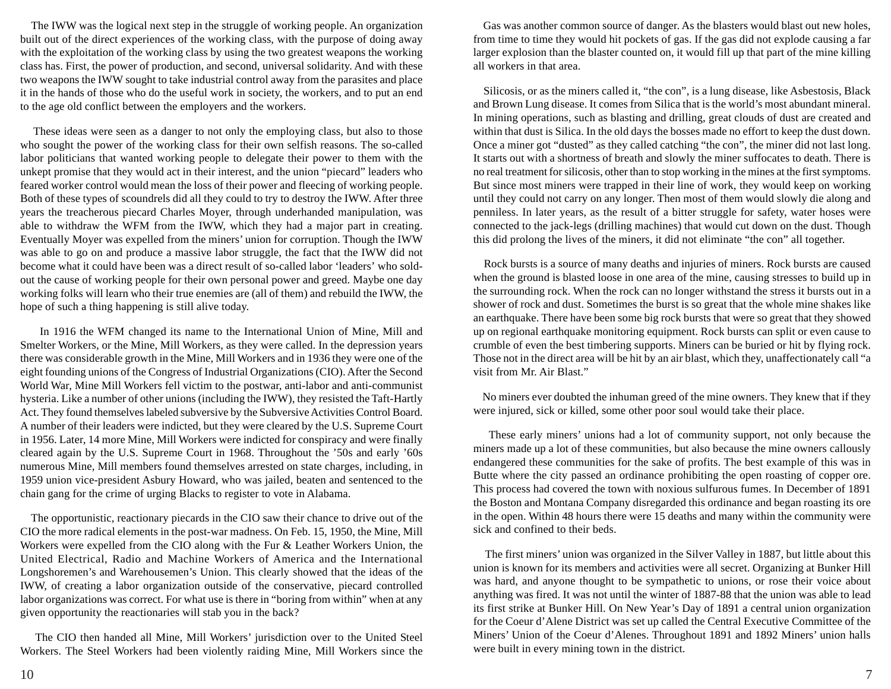The IWW was the logical next step in the struggle of working people. An organization built out of the direct experiences of the working class, with the purpose of doing away with the exploitation of the working class by using the two greatest weapons the working class has. First, the power of production, and second, universal solidarity. And with these two weapons the IWW sought to take industrial control away from the parasites and place it in the hands of those who do the useful work in society, the workers, and to put an end to the age old conflict between the employers and the workers.

These ideas were seen as a danger to not only the employing class, but also to those who sought the power of the working class for their own selfish reasons. The so-called labor politicians that wanted working people to delegate their power to them with the unkept promise that they would act in their interest, and the union "piecard" leaders who feared worker control would mean the loss of their power and fleecing of working people. Both of these types of scoundrels did all they could to try to destroy the IWW. After three years the treacherous piecard Charles Moyer, through underhanded manipulation, was able to withdraw the WFM from the IWW, which they had a major part in creating. Eventually Moyer was expelled from the miners' union for corruption. Though the IWW was able to go on and produce a massive labor struggle, the fact that the IWW did not become what it could have been was a direct result of so-called labor 'leaders' who sold-out the cause of working people for their own personal power and greed. Maybe one day working folks will learn who their true enemies are (all of them) and rebuild the IWW, the hope of such a thing happening is still alive today.

In 1916 the WFM changed its name to the International Union of Mine, Mill and Smelter Workers, or the Mine, Mill Workers, as they were called. In the depression years there was considerable growth in the Mine, Mill Workers and in 1936 they were one of the eight founding unions of the Congress of Industrial Organizations (CIO). After the Second World War, Mine Mill Workers fell victim to the postwar, anti-labor and anti-communist hysteria. Like a number of other unions (including the IWW), they resisted the Taft-Hartly Act. They found themselves labeled subversive by the Subversive Activities Control Board. A number of their leaders were indicted, but they were cleared by the U.S. Supreme Court in 1956. Later, 14 more Mine, Mill Workers were indicted for conspiracy and were finally cleared again by the U.S. Supreme Court in 1968. Throughout the '50s and early '60s numerous Mine, Mill members found themselves arrested on state charges, including, in 1959 union vice-president Asbury Howard, who was jailed, beaten and sentenced to the chain gang for the crime of urging Blacks to register to vote in Alabama.

The opportunistic, reactionary piecards in the CIO saw their chance to drive out of the CIO the more radical elements in the post-war madness. On Feb. 15, 1950, the Mine, Mill Workers were expelled from the CIO along with the Fur & Leather Workers Union, the United Electrical, Radio and Machine Workers of America and the International Longshoremen's and Warehousemen's Union. This clearly showed that the ideas of the IWW, of creating a labor organization outside of the conservative, piecard controlled labor organizations was correct. For what use is there in "boring from within" when at any given opportunity the reactionaries will stab you in the back?

The CIO then handed all Mine, Mill Workers' jurisdiction over to the United Steel Workers. The Steel Workers had been violently raiding Mine, Mill Workers since the

Gas was another common source of danger. As the blasters would blast out new holes, from time to time they would hit pockets of gas. If the gas did not explode causing a far larger explosion than the blaster counted on, it would fill up that part of the mine killing all workers in that area.

Silicosis, or as the miners called it, "the con", is a lung disease, like Asbestosis, Black and Brown Lung disease. It comes from Silica that is the world's most abundant mineral. In mining operations, such as blasting and drilling, great clouds of dust are created and within that dust is Silica. In the old days the bosses made no effort to keep the dust down. Once a miner got "dusted" as they called catching "the con", the miner did not last long. It starts out with a shortness of breath and slowly the miner suffocates to death. There is no real treatment for silicosis, other than to stop working in the mines at the first symptoms. But since most miners were trapped in their line of work, they would keep on working until they could not carry on any longer. Then most of them would slowly die along and penniless. In later years, as the result of a bitter struggle for safety, water hoses were connected to the jack-legs (drilling machines) that would cut down on the dust. Though this did prolong the lives of the miners, it did not eliminate "the con" all together.

Rock bursts is a source of many deaths and injuries of miners. Rock bursts are caused when the ground is blasted loose in one area of the mine, causing stresses to build up in the surrounding rock. When the rock can no longer withstand the stress it bursts out in a shower of rock and dust. Sometimes the burst is so great that the whole mine shakes like an earthquake. There have been some big rock bursts that were so great that they showed up on regional earthquake monitoring equipment. Rock bursts can split or even cause to crumble of even the best timbering supports. Miners can be buried or hit by flying rock. Those not in the direct area will be hit by an air blast, which they, unaffectionately call "a visit from Mr. Air Blast."

No miners ever doubted the inhuman greed of the mine owners. They knew that if they were injured, sick or killed, some other poor soul would take their place.

These early miners' unions had a lot of community support, not only because the miners made up a lot of these communities, but also because the mine owners callously endangered these communities for the sake of profits. The best example of this was in Butte where the city passed an ordinance prohibiting the open roasting of copper ore. This process had covered the town with noxious sulfurous fumes. In December of 1891 the Boston and Montana Company disregarded this ordinance and began roasting its ore in the open. Within 48 hours there were 15 deaths and many within the community were sick and confined to their beds.

The first miners' union was organized in the Silver Valley in 1887, but little about this union is known for its members and activities were all secret. Organizing at Bunker Hill was hard, and anyone thought to be sympathetic to unions, or rose their voice about anything was fired. It was not until the winter of 1887-88 that the union was able to lead its first strike at Bunker Hill. On New Year's Day of 1891 a central union organization for the Coeur d'Alene District was set up called the Central Executive Committee of the Miners' Union of the Coeur d'Alenes. Throughout 1891 and 1892 Miners' union halls were built in every mining town in the district.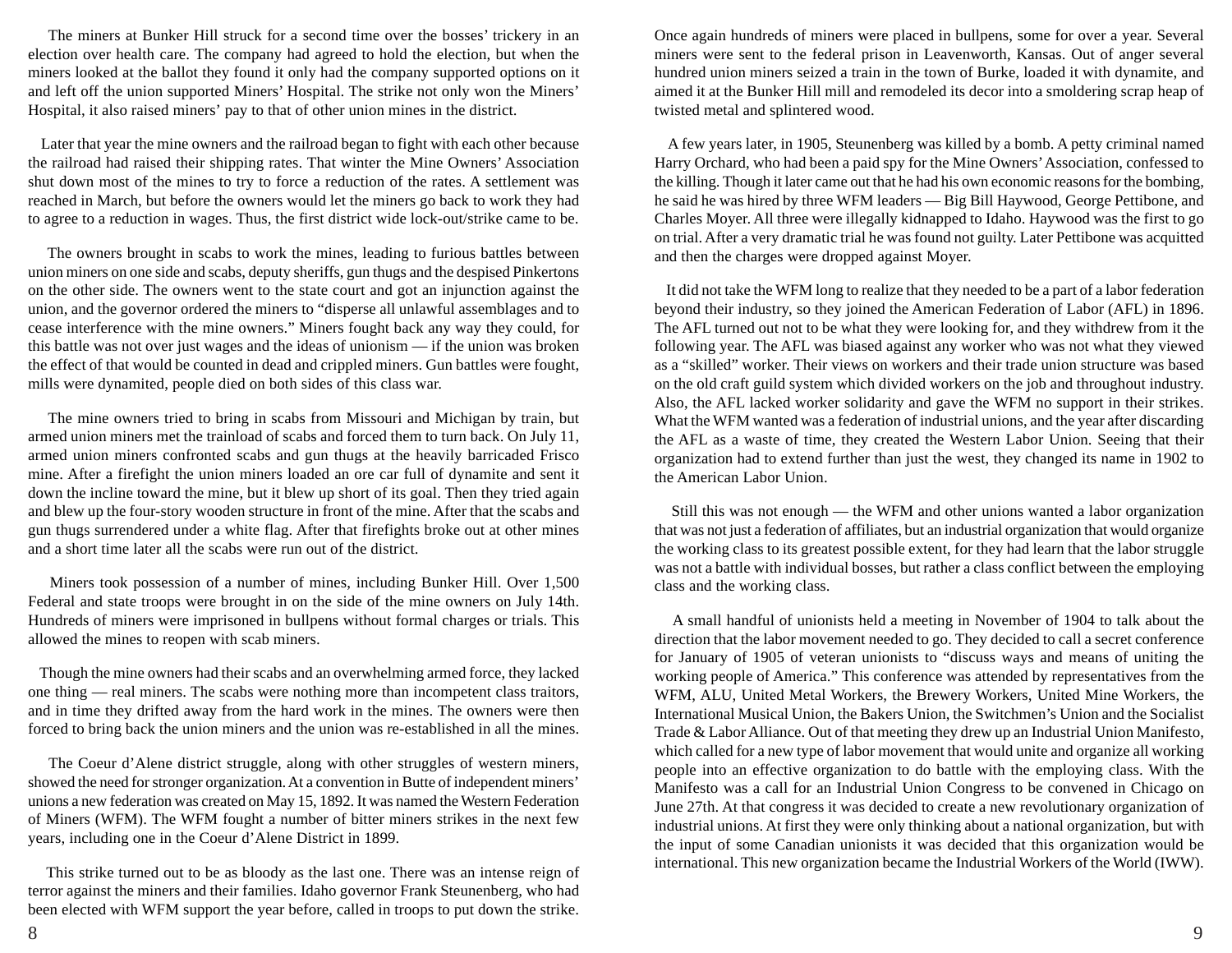The miners at Bunker Hill struck for a second time over the bosses' trickery in an election over health care. The company had agreed to hold the election, but when the miners looked at the ballot they found it only had the company supported options on it and left off the union supported Miners' Hospital. The strike not only won the Miners' Hospital, it also raised miners' pay to that of other union mines in the district.

Later that year the mine owners and the railroad began to fight with each other because the railroad had raised their shipping rates. That winter the Mine Owners' Association shut down most of the mines to try to force a reduction of the rates. A settlement was reached in March, but before the owners would let the miners go back to work they had to agree to a reduction in wages. Thus, the first district wide lock-out/strike came to be.

The owners brought in scabs to work the mines, leading to furious battles between union miners on one side and scabs, deputy sheriffs, gun thugs and the despised Pinkertons on the other side. The owners went to the state court and got an injunction against the union, and the governor ordered the miners to "disperse all unlawful assemblages and to cease interference with the mine owners." Miners fought back any way they could, for this battle was not over just wages and the ideas of unionism — if the union was broken the effect of that would be counted in dead and crippled miners. Gun battles were fought, mills were dynamited, people died on both sides of this class war.

The mine owners tried to bring in scabs from Missouri and Michigan by train, but armed union miners met the trainload of scabs and forced them to turn back. On July 11, armed union miners confronted scabs and gun thugs at the heavily barricaded Frisco mine. After a firefight the union miners loaded an ore car full of dynamite and sent it down the incline toward the mine, but it blew up short of its goal. Then they tried again and blew up the four-story wooden structure in front of the mine. After that the scabs and gun thugs surrendered under a white flag. After that firefights broke out at other mines and a short time later all the scabs were run out of the district.

Miners took possession of a number of mines, including Bunker Hill. Over 1,500 Federal and state troops were brought in on the side of the mine owners on July 14th. Hundreds of miners were imprisoned in bullpens without formal charges or trials. This allowed the mines to reopen with scab miners.

Though the mine owners had their scabs and an overwhelming armed force, they lacked one thing — real miners. The scabs were nothing more than incompetent class traitors, and in time they drifted away from the hard work in the mines. The owners were then forced to bring back the union miners and the union was re-established in all the mines.

The Coeur d'Alene district struggle, along with other struggles of western miners, showed the need for stronger organization. At a convention in Butte of independent miners' unions a new federation was created on May 15, 1892. It was named the Western Federation of Miners (WFM). The WFM fought a number of bitter miners strikes in the next few years, including one in the Coeur d'Alene District in 1899.

This strike turned out to be as bloody as the last one. There was an intense reign of terror against the miners and their families. Idaho governor Frank Steunenberg, who had been elected with WFM support the year before, called in troops to put down the strike. Once again hundreds of miners were placed in bullpens, some for over a year. Several miners were sent to the federal prison in Leavenworth, Kansas. Out of anger several hundred union miners seized a train in the town of Burke, loaded it with dynamite, and aimed it at the Bunker Hill mill and remodeled its decor into a smoldering scrap heap of twisted metal and splintered wood.

A few years later, in 1905, Steunenberg was killed by a bomb. A petty criminal named Harry Orchard, who had been a paid spy for the Mine Owners' Association, confessed to the killing. Though it later came out that he had his own economic reasons for the bombing, he said he was hired by three WFM leaders — Big Bill Haywood, George Pettibone, and Charles Moyer. All three were illegally kidnapped to Idaho. Haywood was the first to go on trial. After a very dramatic trial he was found not guilty. Later Pettibone was acquitted and then the charges were dropped against Moyer.

It did not take the WFM long to realize that they needed to be a part of a labor federation beyond their industry, so they joined the American Federation of Labor (AFL) in 1896. The AFL turned out not to be what they were looking for, and they withdrew from it the following year. The AFL was biased against any worker who was not what they viewed as a "skilled" worker. Their views on workers and their trade union structure was based on the old craft guild system which divided workers on the job and throughout industry. Also, the AFL lacked worker solidarity and gave the WFM no support in their strikes. What the WFM wanted was a federation of industrial unions, and the year after discarding the AFL as a waste of time, they created the Western Labor Union. Seeing that their organization had to extend further than just the west, they changed its name in 1902 to the American Labor Union.

Still this was not enough — the WFM and other unions wanted a labor organization that was not just a federation of affiliates, but an industrial organization that would organize the working class to its greatest possible extent, for they had learn that the labor struggle was not a battle with individual bosses, but rather a class conflict between the employing class and the working class.

A small handful of unionists held a meeting in November of 1904 to talk about the direction that the labor movement needed to go. They decided to call a secret conference for January of 1905 of veteran unionists to "discuss ways and means of uniting the working people of America." This conference was attended by representatives from the WFM, ALU, United Metal Workers, the Brewery Workers, United Mine Workers, the International Musical Union, the Bakers Union, the Switchmen's Union and the Socialist Trade & Labor Alliance. Out of that meeting they drew up an Industrial Union Manifesto, which called for a new type of labor movement that would unite and organize all working people into an effective organization to do battle with the employing class. With the Manifesto was a call for an Industrial Union Congress to be convened in Chicago on June 27th. At that congress it was decided to create a new revolutionary organization of industrial unions. At first they were only thinking about a national organization, but with the input of some Canadian unionists it was decided that this organization would be international. This new organization became the Industrial Workers of the World (IWW).